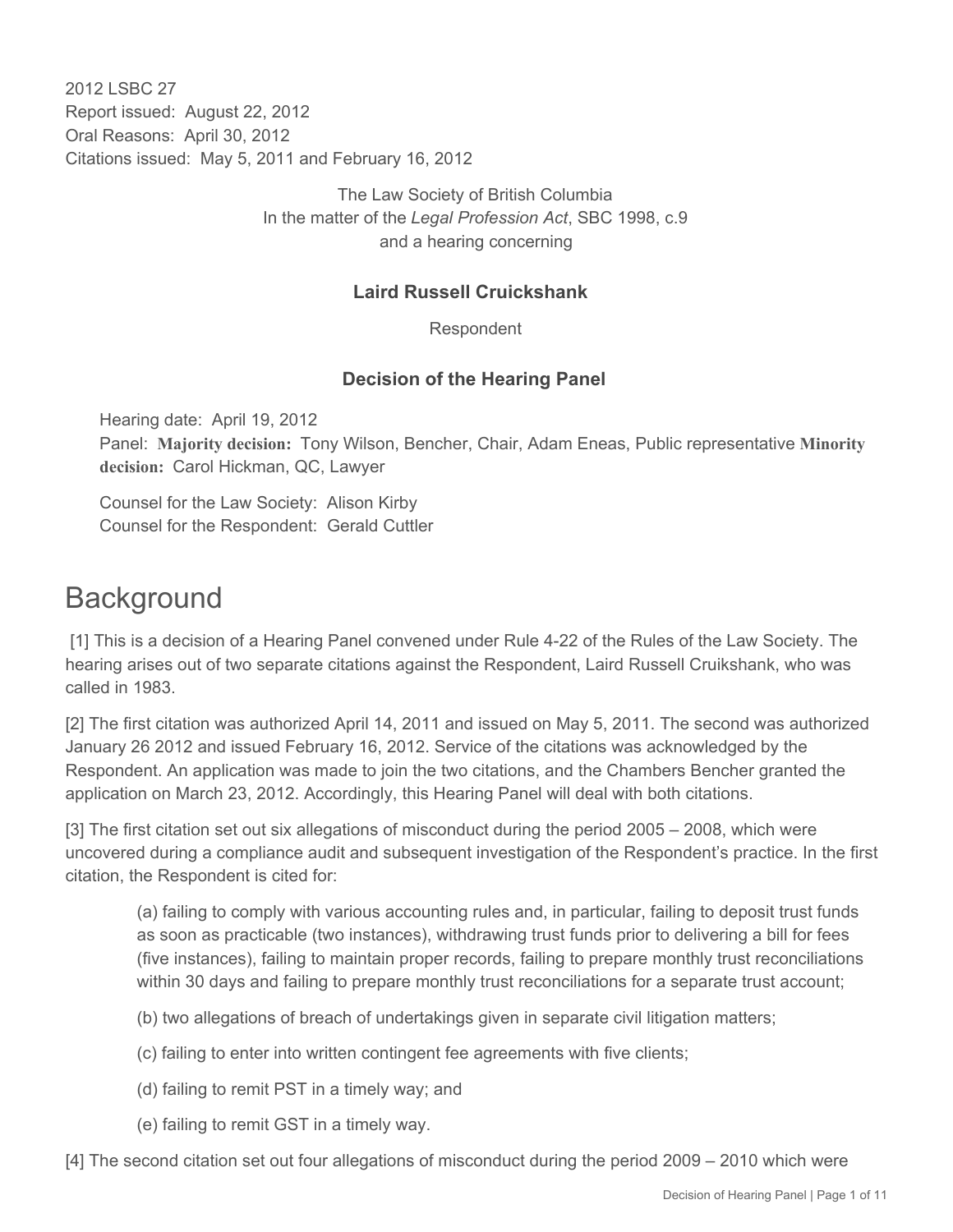2012 LSBC 27
Report issued: August 22, 2012
Oral Reasons: April 30, 2012
Citations issued: May 5, 2011 and February 16, 2012

The Law Society of British Columbia
In the matter of the *Legal Profession Act*, SBC 1998, c.9
and a hearing concerning

**Laird Russell Cruickshank**

Respondent

**Decision of the Hearing Panel**

Hearing date: April 19, 2012
Panel: **Majority decision:** Tony Wilson, Bencher, Chair, Adam Eneas, Public representative **Minority decision:** Carol Hickman, QC, Lawyer

Counsel for the Law Society: Alison Kirby
Counsel for the Respondent: Gerald Cuttler

# Background

[1] This is a decision of a Hearing Panel convened under Rule 4-22 of the Rules of the Law Society. The hearing arises out of two separate citations against the Respondent, Laird Russell Cruikshank, who was called in 1983.

[2] The first citation was authorized April 14, 2011 and issued on May 5, 2011. The second was authorized January 26 2012 and issued February 16, 2012. Service of the citations was acknowledged by the Respondent. An application was made to join the two citations, and the Chambers Bencher granted the application on March 23, 2012. Accordingly, this Hearing Panel will deal with both citations.

[3] The first citation set out six allegations of misconduct during the period 2005 – 2008, which were uncovered during a compliance audit and subsequent investigation of the Respondent's practice. In the first citation, the Respondent is cited for:

> (a) failing to comply with various accounting rules and, in particular, failing to deposit trust funds as soon as practicable (two instances), withdrawing trust funds prior to delivering a bill for fees (five instances), failing to maintain proper records, failing to prepare monthly trust reconciliations within 30 days and failing to prepare monthly trust reconciliations for a separate trust account;
>
> (b) two allegations of breach of undertakings given in separate civil litigation matters;
>
> (c) failing to enter into written contingent fee agreements with five clients;
>
> (d) failing to remit PST in a timely way; and
>
> (e) failing to remit GST in a timely way.

[4] The second citation set out four allegations of misconduct during the period 2009 – 2010 which were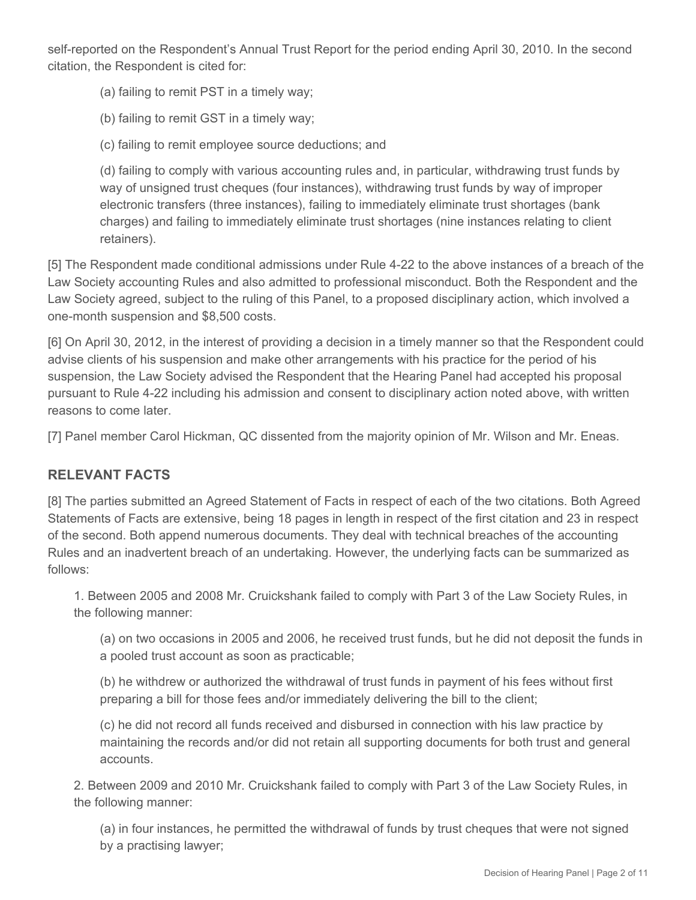self-reported on the Respondent's Annual Trust Report for the period ending April 30, 2010. In the second citation, the Respondent is cited for:

(a) failing to remit PST in a timely way;

(b) failing to remit GST in a timely way;

(c) failing to remit employee source deductions; and

(d) failing to comply with various accounting rules and, in particular, withdrawing trust funds by way of unsigned trust cheques (four instances), withdrawing trust funds by way of improper electronic transfers (three instances), failing to immediately eliminate trust shortages (bank charges) and failing to immediately eliminate trust shortages (nine instances relating to client retainers).

[5] The Respondent made conditional admissions under Rule 4-22 to the above instances of a breach of the Law Society accounting Rules and also admitted to professional misconduct. Both the Respondent and the Law Society agreed, subject to the ruling of this Panel, to a proposed disciplinary action, which involved a one-month suspension and $8,500 costs.

[6] On April 30, 2012, in the interest of providing a decision in a timely manner so that the Respondent could advise clients of his suspension and make other arrangements with his practice for the period of his suspension, the Law Society advised the Respondent that the Hearing Panel had accepted his proposal pursuant to Rule 4-22 including his admission and consent to disciplinary action noted above, with written reasons to come later.

[7] Panel member Carol Hickman, QC dissented from the majority opinion of Mr. Wilson and Mr. Eneas.

## RELEVANT FACTS

[8] The parties submitted an Agreed Statement of Facts in respect of each of the two citations. Both Agreed Statements of Facts are extensive, being 18 pages in length in respect of the first citation and 23 in respect of the second. Both append numerous documents. They deal with technical breaches of the accounting Rules and an inadvertent breach of an undertaking. However, the underlying facts can be summarized as follows:

1. Between 2005 and 2008 Mr. Cruickshank failed to comply with Part 3 of the Law Society Rules, in the following manner:

   (a) on two occasions in 2005 and 2006, he received trust funds, but he did not deposit the funds in a pooled trust account as soon as practicable;

   (b) he withdrew or authorized the withdrawal of trust funds in payment of his fees without first preparing a bill for those fees and/or immediately delivering the bill to the client;

   (c) he did not record all funds received and disbursed in connection with his law practice by maintaining the records and/or did not retain all supporting documents for both trust and general accounts.

2. Between 2009 and 2010 Mr. Cruickshank failed to comply with Part 3 of the Law Society Rules, in the following manner:

   (a) in four instances, he permitted the withdrawal of funds by trust cheques that were not signed by a practising lawyer;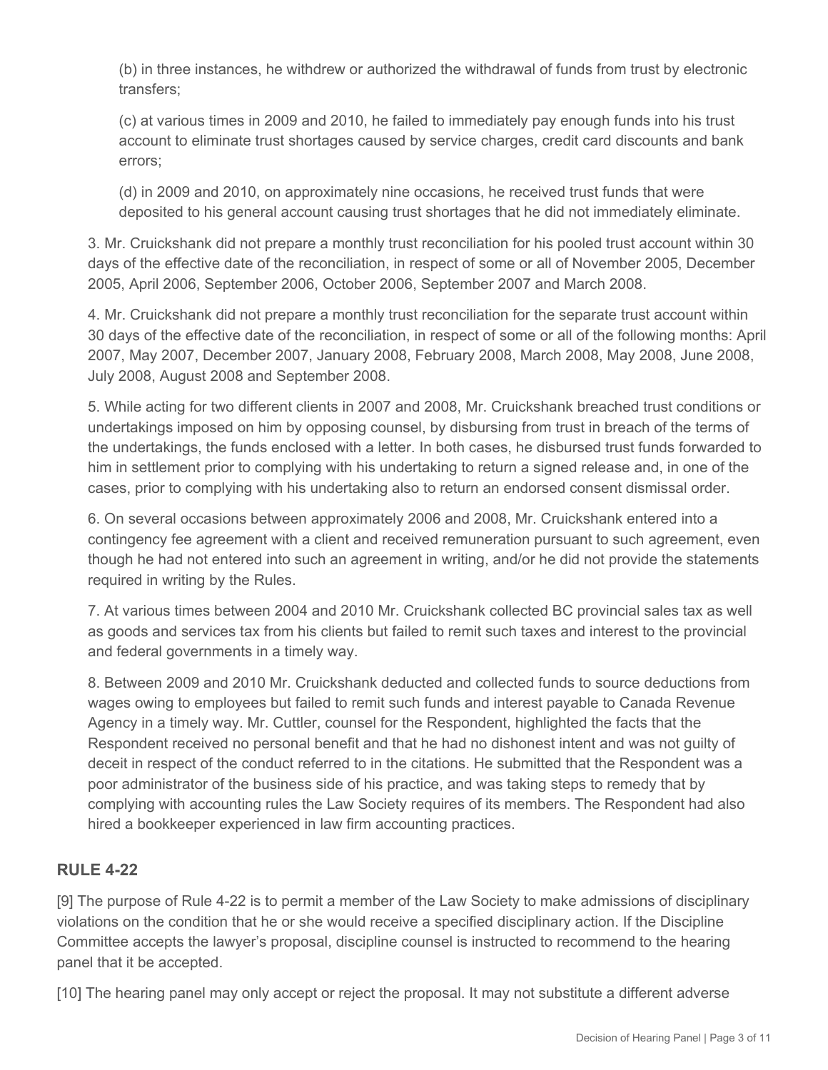(b) in three instances, he withdrew or authorized the withdrawal of funds from trust by electronic transfers;

(c) at various times in 2009 and 2010, he failed to immediately pay enough funds into his trust account to eliminate trust shortages caused by service charges, credit card discounts and bank errors;

(d) in 2009 and 2010, on approximately nine occasions, he received trust funds that were deposited to his general account causing trust shortages that he did not immediately eliminate.

3. Mr. Cruickshank did not prepare a monthly trust reconciliation for his pooled trust account within 30 days of the effective date of the reconciliation, in respect of some or all of November 2005, December 2005, April 2006, September 2006, October 2006, September 2007 and March 2008.

4. Mr. Cruickshank did not prepare a monthly trust reconciliation for the separate trust account within 30 days of the effective date of the reconciliation, in respect of some or all of the following months: April 2007, May 2007, December 2007, January 2008, February 2008, March 2008, May 2008, June 2008, July 2008, August 2008 and September 2008.

5. While acting for two different clients in 2007 and 2008, Mr. Cruickshank breached trust conditions or undertakings imposed on him by opposing counsel, by disbursing from trust in breach of the terms of the undertakings, the funds enclosed with a letter. In both cases, he disbursed trust funds forwarded to him in settlement prior to complying with his undertaking to return a signed release and, in one of the cases, prior to complying with his undertaking also to return an endorsed consent dismissal order.

6. On several occasions between approximately 2006 and 2008, Mr. Cruickshank entered into a contingency fee agreement with a client and received remuneration pursuant to such agreement, even though he had not entered into such an agreement in writing, and/or he did not provide the statements required in writing by the Rules.

7. At various times between 2004 and 2010 Mr. Cruickshank collected BC provincial sales tax as well as goods and services tax from his clients but failed to remit such taxes and interest to the provincial and federal governments in a timely way.

8. Between 2009 and 2010 Mr. Cruickshank deducted and collected funds to source deductions from wages owing to employees but failed to remit such funds and interest payable to Canada Revenue Agency in a timely way. Mr. Cuttler, counsel for the Respondent, highlighted the facts that the Respondent received no personal benefit and that he had no dishonest intent and was not guilty of deceit in respect of the conduct referred to in the citations. He submitted that the Respondent was a poor administrator of the business side of his practice, and was taking steps to remedy that by complying with accounting rules the Law Society requires of its members. The Respondent had also hired a bookkeeper experienced in law firm accounting practices.

## RULE 4-22

[9] The purpose of Rule 4-22 is to permit a member of the Law Society to make admissions of disciplinary violations on the condition that he or she would receive a specified disciplinary action. If the Discipline Committee accepts the lawyer's proposal, discipline counsel is instructed to recommend to the hearing panel that it be accepted.

[10] The hearing panel may only accept or reject the proposal. It may not substitute a different adverse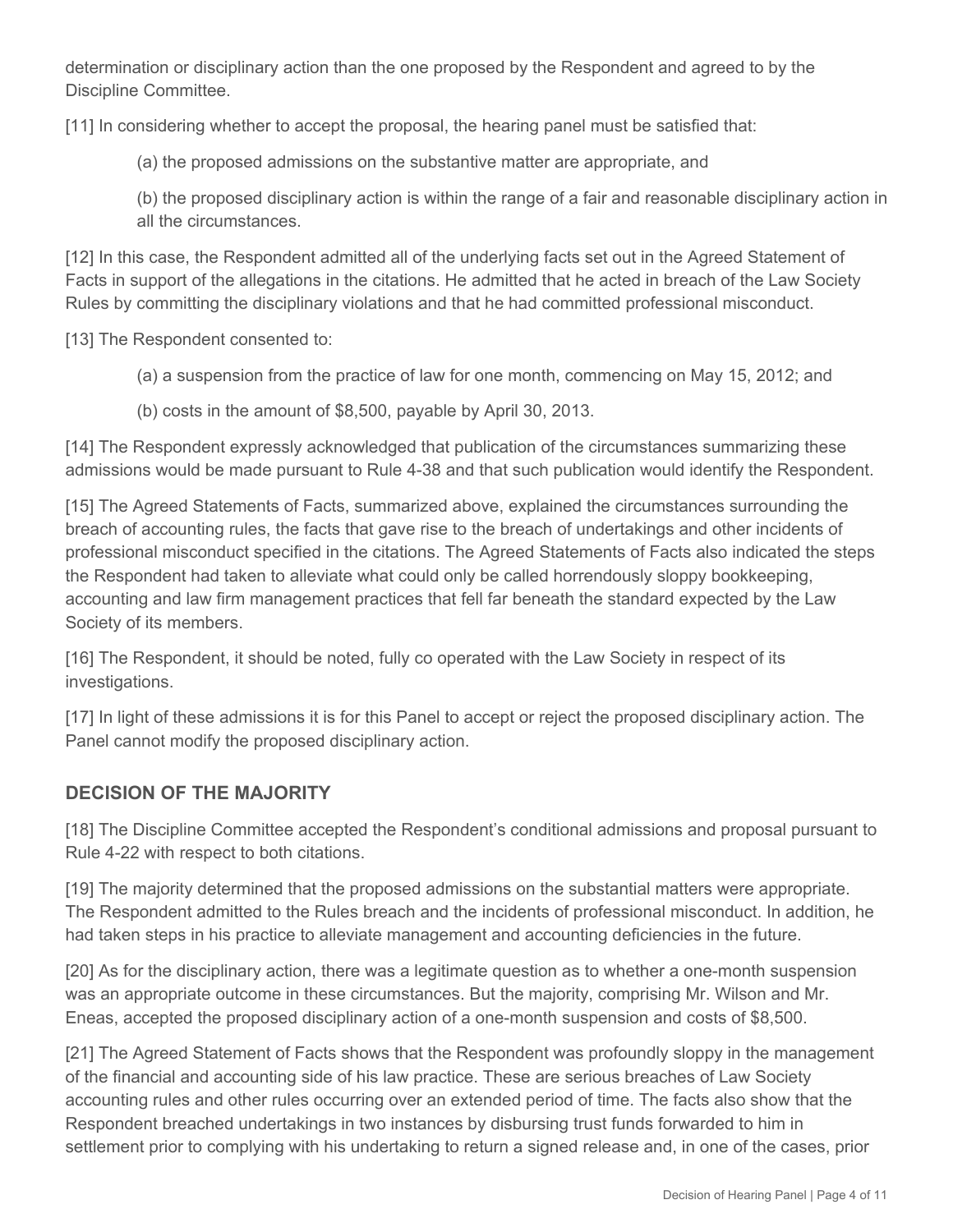determination or disciplinary action than the one proposed by the Respondent and agreed to by the Discipline Committee.

[11] In considering whether to accept the proposal, the hearing panel must be satisfied that:

(a) the proposed admissions on the substantive matter are appropriate, and

(b) the proposed disciplinary action is within the range of a fair and reasonable disciplinary action in all the circumstances.

[12] In this case, the Respondent admitted all of the underlying facts set out in the Agreed Statement of Facts in support of the allegations in the citations. He admitted that he acted in breach of the Law Society Rules by committing the disciplinary violations and that he had committed professional misconduct.

[13] The Respondent consented to:

(a) a suspension from the practice of law for one month, commencing on May 15, 2012; and

(b) costs in the amount of $8,500, payable by April 30, 2013.

[14] The Respondent expressly acknowledged that publication of the circumstances summarizing these admissions would be made pursuant to Rule 4-38 and that such publication would identify the Respondent.

[15] The Agreed Statements of Facts, summarized above, explained the circumstances surrounding the breach of accounting rules, the facts that gave rise to the breach of undertakings and other incidents of professional misconduct specified in the citations. The Agreed Statements of Facts also indicated the steps the Respondent had taken to alleviate what could only be called horrendously sloppy bookkeeping, accounting and law firm management practices that fell far beneath the standard expected by the Law Society of its members.

[16] The Respondent, it should be noted, fully co operated with the Law Society in respect of its investigations.

[17] In light of these admissions it is for this Panel to accept or reject the proposed disciplinary action. The Panel cannot modify the proposed disciplinary action.

## DECISION OF THE MAJORITY

[18] The Discipline Committee accepted the Respondent's conditional admissions and proposal pursuant to Rule 4-22 with respect to both citations.

[19] The majority determined that the proposed admissions on the substantial matters were appropriate. The Respondent admitted to the Rules breach and the incidents of professional misconduct. In addition, he had taken steps in his practice to alleviate management and accounting deficiencies in the future.

[20] As for the disciplinary action, there was a legitimate question as to whether a one-month suspension was an appropriate outcome in these circumstances. But the majority, comprising Mr. Wilson and Mr. Eneas, accepted the proposed disciplinary action of a one-month suspension and costs of $8,500.

[21] The Agreed Statement of Facts shows that the Respondent was profoundly sloppy in the management of the financial and accounting side of his law practice. These are serious breaches of Law Society accounting rules and other rules occurring over an extended period of time. The facts also show that the Respondent breached undertakings in two instances by disbursing trust funds forwarded to him in settlement prior to complying with his undertaking to return a signed release and, in one of the cases, prior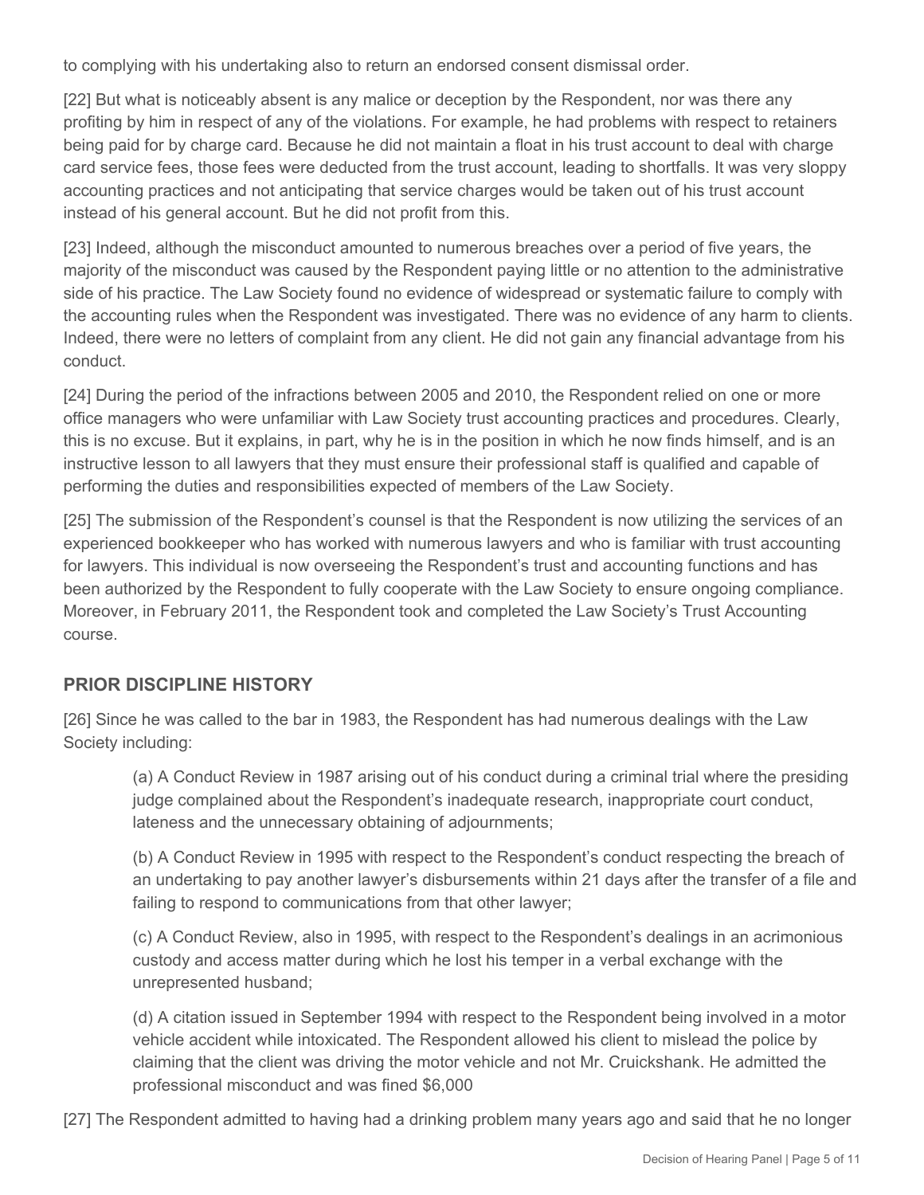to complying with his undertaking also to return an endorsed consent dismissal order.

[22] But what is noticeably absent is any malice or deception by the Respondent, nor was there any profiting by him in respect of any of the violations. For example, he had problems with respect to retainers being paid for by charge card. Because he did not maintain a float in his trust account to deal with charge card service fees, those fees were deducted from the trust account, leading to shortfalls. It was very sloppy accounting practices and not anticipating that service charges would be taken out of his trust account instead of his general account. But he did not profit from this.

[23] Indeed, although the misconduct amounted to numerous breaches over a period of five years, the majority of the misconduct was caused by the Respondent paying little or no attention to the administrative side of his practice. The Law Society found no evidence of widespread or systematic failure to comply with the accounting rules when the Respondent was investigated. There was no evidence of any harm to clients. Indeed, there were no letters of complaint from any client. He did not gain any financial advantage from his conduct.

[24] During the period of the infractions between 2005 and 2010, the Respondent relied on one or more office managers who were unfamiliar with Law Society trust accounting practices and procedures. Clearly, this is no excuse. But it explains, in part, why he is in the position in which he now finds himself, and is an instructive lesson to all lawyers that they must ensure their professional staff is qualified and capable of performing the duties and responsibilities expected of members of the Law Society.

[25] The submission of the Respondent's counsel is that the Respondent is now utilizing the services of an experienced bookkeeper who has worked with numerous lawyers and who is familiar with trust accounting for lawyers. This individual is now overseeing the Respondent's trust and accounting functions and has been authorized by the Respondent to fully cooperate with the Law Society to ensure ongoing compliance. Moreover, in February 2011, the Respondent took and completed the Law Society's Trust Accounting course.

## PRIOR DISCIPLINE HISTORY

[26] Since he was called to the bar in 1983, the Respondent has had numerous dealings with the Law Society including:

> (a) A Conduct Review in 1987 arising out of his conduct during a criminal trial where the presiding judge complained about the Respondent's inadequate research, inappropriate court conduct, lateness and the unnecessary obtaining of adjournments;
>
> (b) A Conduct Review in 1995 with respect to the Respondent's conduct respecting the breach of an undertaking to pay another lawyer's disbursements within 21 days after the transfer of a file and failing to respond to communications from that other lawyer;
>
> (c) A Conduct Review, also in 1995, with respect to the Respondent's dealings in an acrimonious custody and access matter during which he lost his temper in a verbal exchange with the unrepresented husband;
>
> (d) A citation issued in September 1994 with respect to the Respondent being involved in a motor vehicle accident while intoxicated. The Respondent allowed his client to mislead the police by claiming that the client was driving the motor vehicle and not Mr. Cruickshank. He admitted the professional misconduct and was fined $6,000

[27] The Respondent admitted to having had a drinking problem many years ago and said that he no longer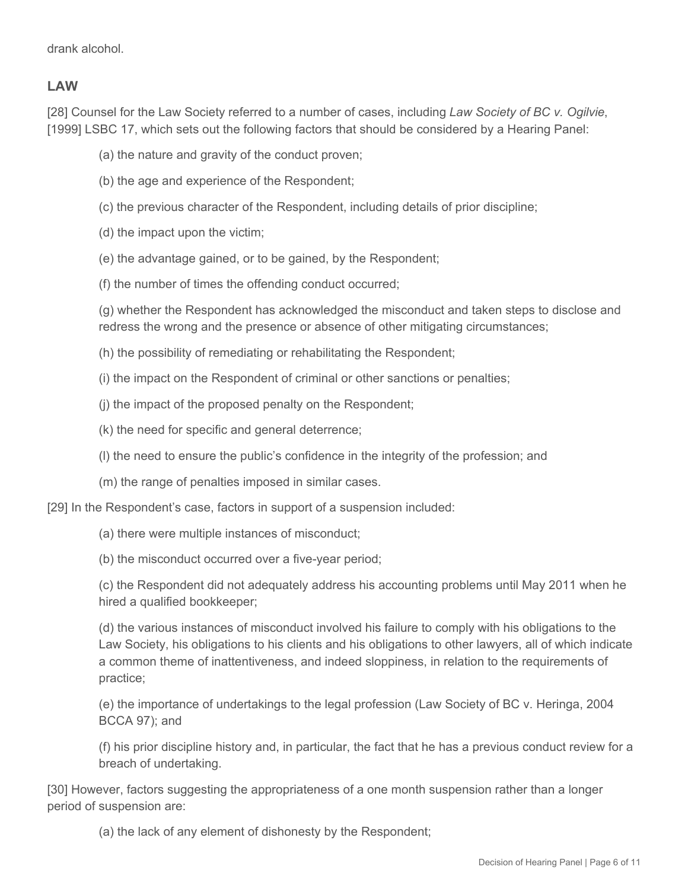drank alcohol.

## LAW

[28] Counsel for the Law Society referred to a number of cases, including *Law Society of BC v. Ogilvie*, [1999] LSBC 17, which sets out the following factors that should be considered by a Hearing Panel:

(a) the nature and gravity of the conduct proven;

(b) the age and experience of the Respondent;

(c) the previous character of the Respondent, including details of prior discipline;

(d) the impact upon the victim;

(e) the advantage gained, or to be gained, by the Respondent;

(f) the number of times the offending conduct occurred;

(g) whether the Respondent has acknowledged the misconduct and taken steps to disclose and redress the wrong and the presence or absence of other mitigating circumstances;

(h) the possibility of remediating or rehabilitating the Respondent;

(i) the impact on the Respondent of criminal or other sanctions or penalties;

(j) the impact of the proposed penalty on the Respondent;

(k) the need for specific and general deterrence;

(l) the need to ensure the public's confidence in the integrity of the profession; and

(m) the range of penalties imposed in similar cases.

[29] In the Respondent's case, factors in support of a suspension included:

(a) there were multiple instances of misconduct;

(b) the misconduct occurred over a five-year period;

(c) the Respondent did not adequately address his accounting problems until May 2011 when he hired a qualified bookkeeper;

(d) the various instances of misconduct involved his failure to comply with his obligations to the Law Society, his obligations to his clients and his obligations to other lawyers, all of which indicate a common theme of inattentiveness, and indeed sloppiness, in relation to the requirements of practice;

(e) the importance of undertakings to the legal profession (Law Society of BC v. Heringa, 2004 BCCA 97); and

(f) his prior discipline history and, in particular, the fact that he has a previous conduct review for a breach of undertaking.

[30] However, factors suggesting the appropriateness of a one month suspension rather than a longer period of suspension are:

(a) the lack of any element of dishonesty by the Respondent;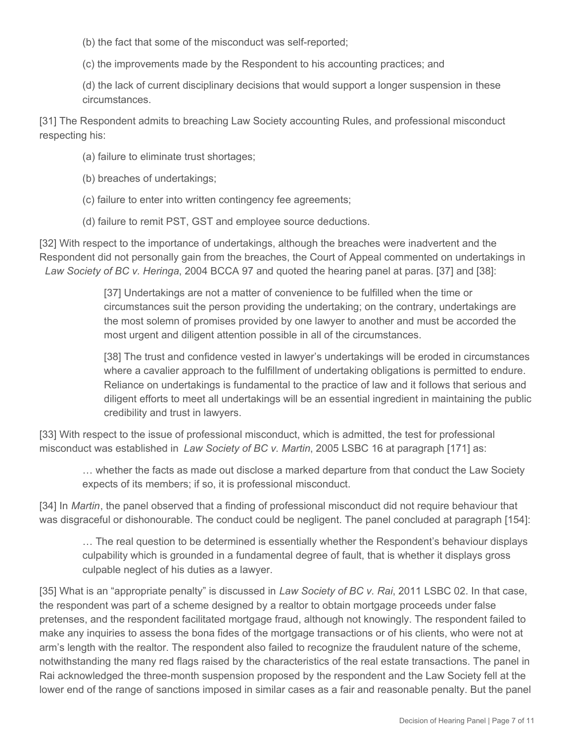(b) the fact that some of the misconduct was self-reported;

(c) the improvements made by the Respondent to his accounting practices; and

(d) the lack of current disciplinary decisions that would support a longer suspension in these circumstances.

[31] The Respondent admits to breaching Law Society accounting Rules, and professional misconduct respecting his:

(a) failure to eliminate trust shortages;

(b) breaches of undertakings;

(c) failure to enter into written contingency fee agreements;

(d) failure to remit PST, GST and employee source deductions.

[32] With respect to the importance of undertakings, although the breaches were inadvertent and the Respondent did not personally gain from the breaches, the Court of Appeal commented on undertakings in *Law Society of BC v. Heringa*, 2004 BCCA 97 and quoted the hearing panel at paras. [37] and [38]:

> [37] Undertakings are not a matter of convenience to be fulfilled when the time or circumstances suit the person providing the undertaking; on the contrary, undertakings are the most solemn of promises provided by one lawyer to another and must be accorded the most urgent and diligent attention possible in all of the circumstances.
>
> [38] The trust and confidence vested in lawyer's undertakings will be eroded in circumstances where a cavalier approach to the fulfillment of undertaking obligations is permitted to endure. Reliance on undertakings is fundamental to the practice of law and it follows that serious and diligent efforts to meet all undertakings will be an essential ingredient in maintaining the public credibility and trust in lawyers.

[33] With respect to the issue of professional misconduct, which is admitted, the test for professional misconduct was established in *Law Society of BC v. Martin*, 2005 LSBC 16 at paragraph [171] as:

> … whether the facts as made out disclose a marked departure from that conduct the Law Society expects of its members; if so, it is professional misconduct.

[34] In *Martin*, the panel observed that a finding of professional misconduct did not require behaviour that was disgraceful or dishonourable. The conduct could be negligent. The panel concluded at paragraph [154]:

> … The real question to be determined is essentially whether the Respondent's behaviour displays culpability which is grounded in a fundamental degree of fault, that is whether it displays gross culpable neglect of his duties as a lawyer.

[35] What is an "appropriate penalty" is discussed in *Law Society of BC v. Rai*, 2011 LSBC 02. In that case, the respondent was part of a scheme designed by a realtor to obtain mortgage proceeds under false pretenses, and the respondent facilitated mortgage fraud, although not knowingly. The respondent failed to make any inquiries to assess the bona fides of the mortgage transactions or of his clients, who were not at arm's length with the realtor. The respondent also failed to recognize the fraudulent nature of the scheme, notwithstanding the many red flags raised by the characteristics of the real estate transactions. The panel in Rai acknowledged the three-month suspension proposed by the respondent and the Law Society fell at the lower end of the range of sanctions imposed in similar cases as a fair and reasonable penalty. But the panel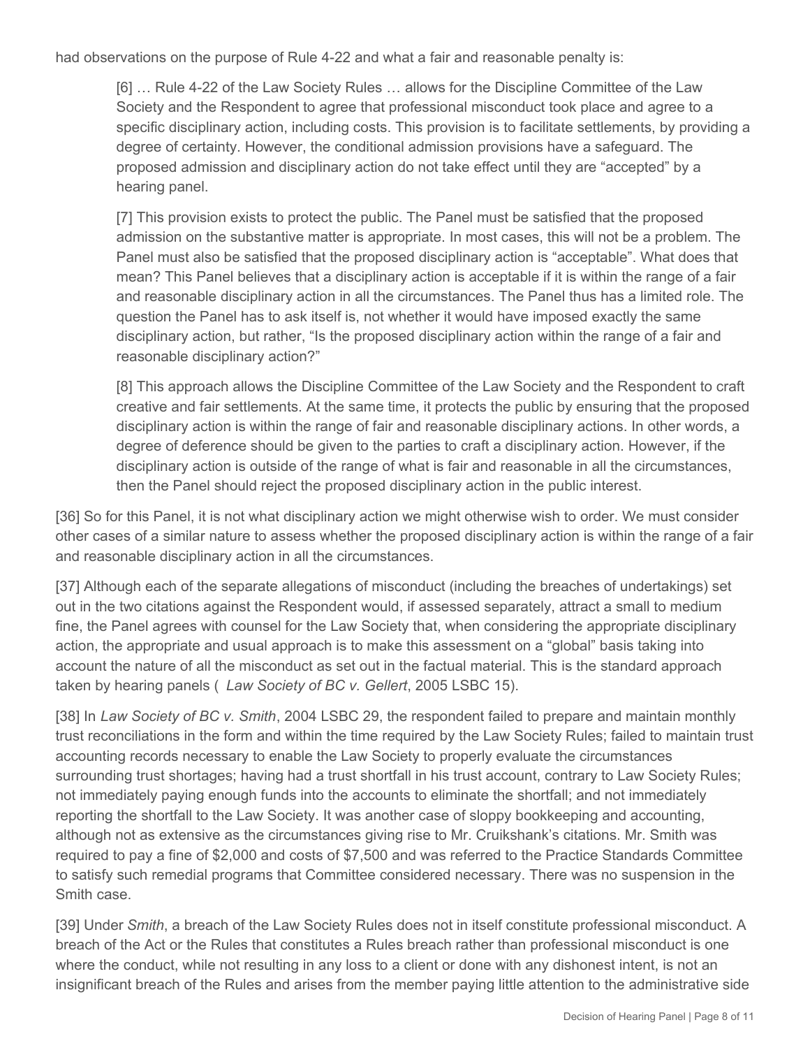had observations on the purpose of Rule 4-22 and what a fair and reasonable penalty is:

> [6] … Rule 4-22 of the Law Society Rules … allows for the Discipline Committee of the Law Society and the Respondent to agree that professional misconduct took place and agree to a specific disciplinary action, including costs. This provision is to facilitate settlements, by providing a degree of certainty. However, the conditional admission provisions have a safeguard. The proposed admission and disciplinary action do not take effect until they are "accepted" by a hearing panel.
>
> [7] This provision exists to protect the public. The Panel must be satisfied that the proposed admission on the substantive matter is appropriate. In most cases, this will not be a problem. The Panel must also be satisfied that the proposed disciplinary action is "acceptable". What does that mean? This Panel believes that a disciplinary action is acceptable if it is within the range of a fair and reasonable disciplinary action in all the circumstances. The Panel thus has a limited role. The question the Panel has to ask itself is, not whether it would have imposed exactly the same disciplinary action, but rather, "Is the proposed disciplinary action within the range of a fair and reasonable disciplinary action?"
>
> [8] This approach allows the Discipline Committee of the Law Society and the Respondent to craft creative and fair settlements. At the same time, it protects the public by ensuring that the proposed disciplinary action is within the range of fair and reasonable disciplinary actions. In other words, a degree of deference should be given to the parties to craft a disciplinary action. However, if the disciplinary action is outside of the range of what is fair and reasonable in all the circumstances, then the Panel should reject the proposed disciplinary action in the public interest.

[36] So for this Panel, it is not what disciplinary action we might otherwise wish to order. We must consider other cases of a similar nature to assess whether the proposed disciplinary action is within the range of a fair and reasonable disciplinary action in all the circumstances.

[37] Although each of the separate allegations of misconduct (including the breaches of undertakings) set out in the two citations against the Respondent would, if assessed separately, attract a small to medium fine, the Panel agrees with counsel for the Law Society that, when considering the appropriate disciplinary action, the appropriate and usual approach is to make this assessment on a "global" basis taking into account the nature of all the misconduct as set out in the factual material. This is the standard approach taken by hearing panels ( *Law Society of BC v. Gellert*, 2005 LSBC 15).

[38] In *Law Society of BC v. Smith*, 2004 LSBC 29, the respondent failed to prepare and maintain monthly trust reconciliations in the form and within the time required by the Law Society Rules; failed to maintain trust accounting records necessary to enable the Law Society to properly evaluate the circumstances surrounding trust shortages; having had a trust shortfall in his trust account, contrary to Law Society Rules; not immediately paying enough funds into the accounts to eliminate the shortfall; and not immediately reporting the shortfall to the Law Society. It was another case of sloppy bookkeeping and accounting, although not as extensive as the circumstances giving rise to Mr. Cruikshank's citations. Mr. Smith was required to pay a fine of $2,000 and costs of $7,500 and was referred to the Practice Standards Committee to satisfy such remedial programs that Committee considered necessary. There was no suspension in the Smith case.

[39] Under *Smith*, a breach of the Law Society Rules does not in itself constitute professional misconduct. A breach of the Act or the Rules that constitutes a Rules breach rather than professional misconduct is one where the conduct, while not resulting in any loss to a client or done with any dishonest intent, is not an insignificant breach of the Rules and arises from the member paying little attention to the administrative side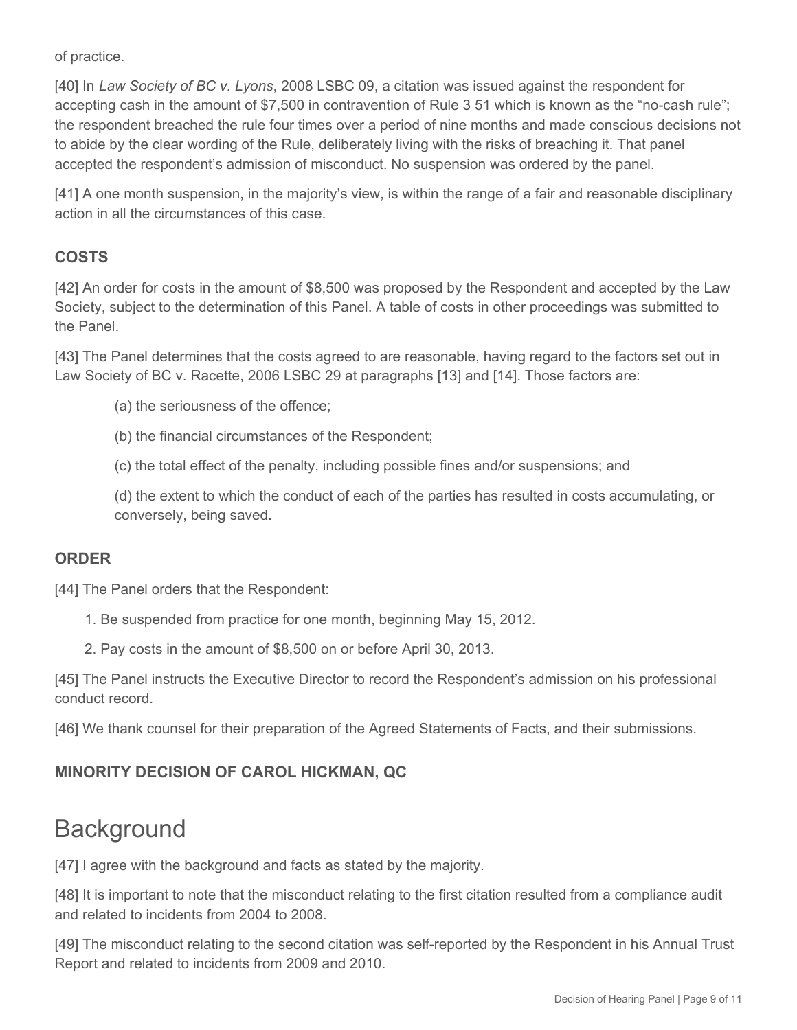of practice.

[40] In *Law Society of BC v. Lyons*, 2008 LSBC 09, a citation was issued against the respondent for accepting cash in the amount of $7,500 in contravention of Rule 3 51 which is known as the "no-cash rule"; the respondent breached the rule four times over a period of nine months and made conscious decisions not to abide by the clear wording of the Rule, deliberately living with the risks of breaching it. That panel accepted the respondent's admission of misconduct. No suspension was ordered by the panel.

[41] A one month suspension, in the majority's view, is within the range of a fair and reasonable disciplinary action in all the circumstances of this case.

### COSTS

[42] An order for costs in the amount of $8,500 was proposed by the Respondent and accepted by the Law Society, subject to the determination of this Panel. A table of costs in other proceedings was submitted to the Panel.

[43] The Panel determines that the costs agreed to are reasonable, having regard to the factors set out in Law Society of BC v. Racette, 2006 LSBC 29 at paragraphs [13] and [14]. Those factors are:

(a) the seriousness of the offence;

(b) the financial circumstances of the Respondent;

(c) the total effect of the penalty, including possible fines and/or suspensions; and

(d) the extent to which the conduct of each of the parties has resulted in costs accumulating, or conversely, being saved.

### ORDER

[44] The Panel orders that the Respondent:

1. Be suspended from practice for one month, beginning May 15, 2012.
2. Pay costs in the amount of $8,500 on or before April 30, 2013.

[45] The Panel instructs the Executive Director to record the Respondent's admission on his professional conduct record.

[46] We thank counsel for their preparation of the Agreed Statements of Facts, and their submissions.

### MINORITY DECISION OF CAROL HICKMAN, QC

## Background

[47] I agree with the background and facts as stated by the majority.

[48] It is important to note that the misconduct relating to the first citation resulted from a compliance audit and related to incidents from 2004 to 2008.

[49] The misconduct relating to the second citation was self-reported by the Respondent in his Annual Trust Report and related to incidents from 2009 and 2010.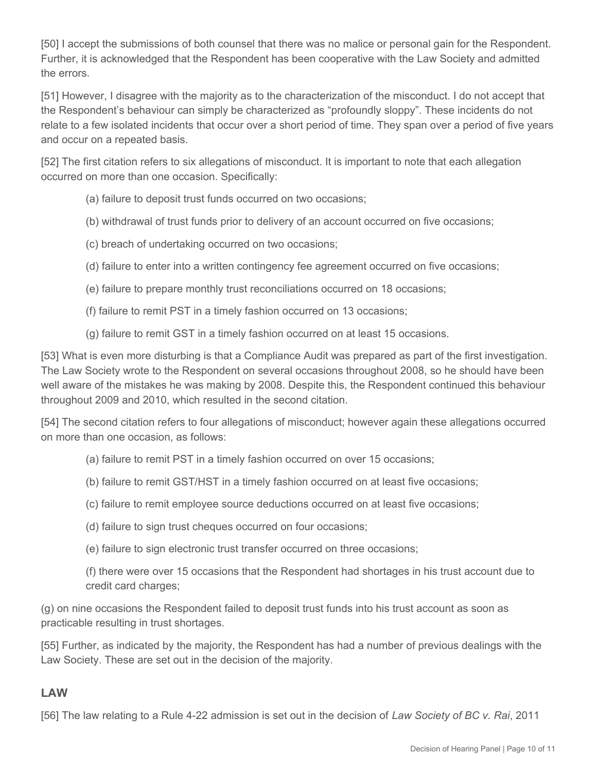[50] I accept the submissions of both counsel that there was no malice or personal gain for the Respondent. Further, it is acknowledged that the Respondent has been cooperative with the Law Society and admitted the errors.

[51] However, I disagree with the majority as to the characterization of the misconduct. I do not accept that the Respondent's behaviour can simply be characterized as "profoundly sloppy". These incidents do not relate to a few isolated incidents that occur over a short period of time. They span over a period of five years and occur on a repeated basis.

[52] The first citation refers to six allegations of misconduct. It is important to note that each allegation occurred on more than one occasion. Specifically:

(a) failure to deposit trust funds occurred on two occasions;

(b) withdrawal of trust funds prior to delivery of an account occurred on five occasions;

(c) breach of undertaking occurred on two occasions;

(d) failure to enter into a written contingency fee agreement occurred on five occasions;

(e) failure to prepare monthly trust reconciliations occurred on 18 occasions;

(f) failure to remit PST in a timely fashion occurred on 13 occasions;

(g) failure to remit GST in a timely fashion occurred on at least 15 occasions.

[53] What is even more disturbing is that a Compliance Audit was prepared as part of the first investigation. The Law Society wrote to the Respondent on several occasions throughout 2008, so he should have been well aware of the mistakes he was making by 2008. Despite this, the Respondent continued this behaviour throughout 2009 and 2010, which resulted in the second citation.

[54] The second citation refers to four allegations of misconduct; however again these allegations occurred on more than one occasion, as follows:

(a) failure to remit PST in a timely fashion occurred on over 15 occasions;

(b) failure to remit GST/HST in a timely fashion occurred on at least five occasions;

(c) failure to remit employee source deductions occurred on at least five occasions;

(d) failure to sign trust cheques occurred on four occasions;

(e) failure to sign electronic trust transfer occurred on three occasions;

(f) there were over 15 occasions that the Respondent had shortages in his trust account due to credit card charges;

(g) on nine occasions the Respondent failed to deposit trust funds into his trust account as soon as practicable resulting in trust shortages.

[55] Further, as indicated by the majority, the Respondent has had a number of previous dealings with the Law Society. These are set out in the decision of the majority.

## LAW

[56] The law relating to a Rule 4-22 admission is set out in the decision of *Law Society of BC v. Rai*, 2011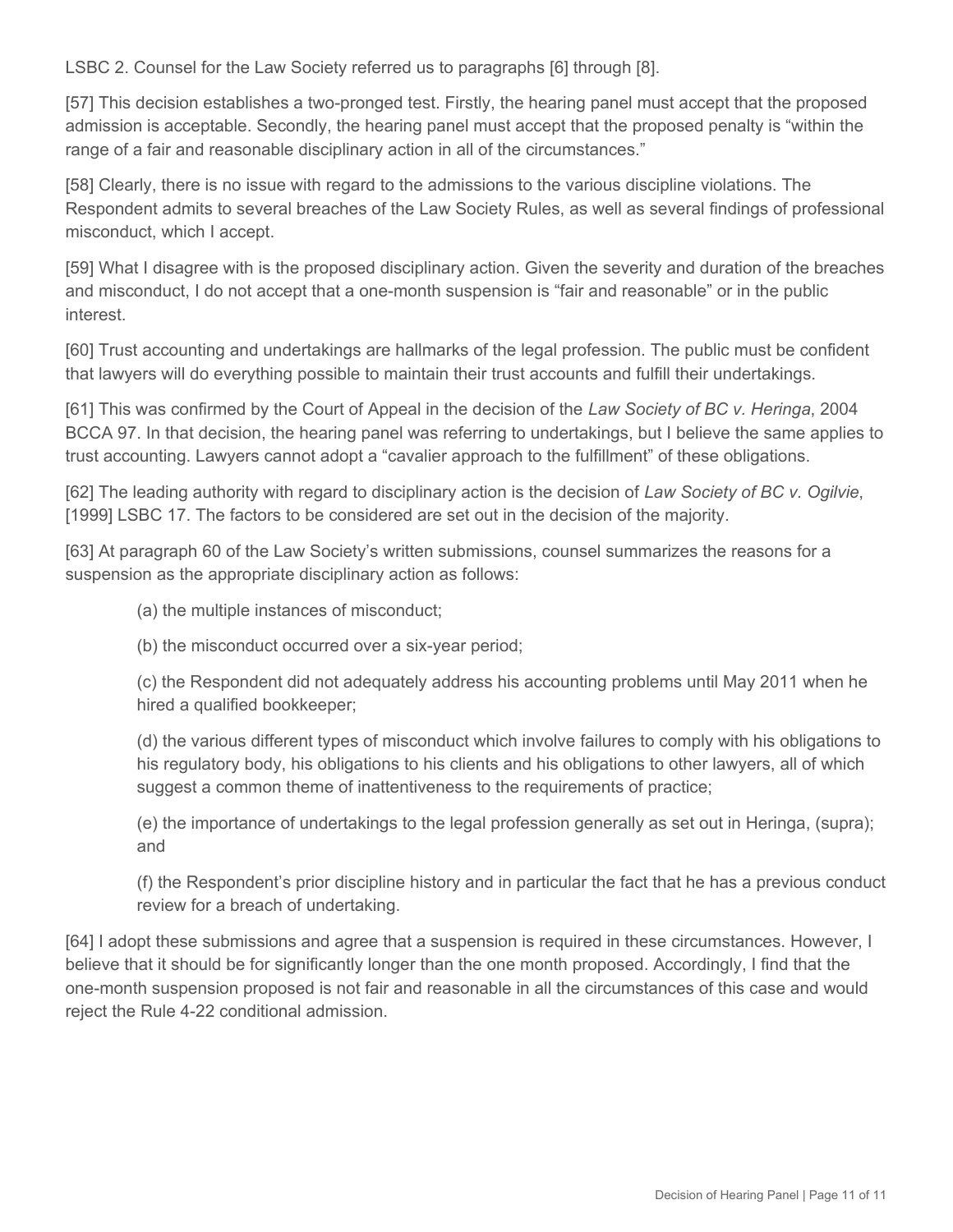LSBC 2. Counsel for the Law Society referred us to paragraphs [6] through [8].

[57] This decision establishes a two-pronged test. Firstly, the hearing panel must accept that the proposed admission is acceptable. Secondly, the hearing panel must accept that the proposed penalty is "within the range of a fair and reasonable disciplinary action in all of the circumstances."

[58] Clearly, there is no issue with regard to the admissions to the various discipline violations. The Respondent admits to several breaches of the Law Society Rules, as well as several findings of professional misconduct, which I accept.

[59] What I disagree with is the proposed disciplinary action. Given the severity and duration of the breaches and misconduct, I do not accept that a one-month suspension is "fair and reasonable" or in the public interest.

[60] Trust accounting and undertakings are hallmarks of the legal profession. The public must be confident that lawyers will do everything possible to maintain their trust accounts and fulfill their undertakings.

[61] This was confirmed by the Court of Appeal in the decision of the *Law Society of BC v. Heringa*, 2004 BCCA 97. In that decision, the hearing panel was referring to undertakings, but I believe the same applies to trust accounting. Lawyers cannot adopt a "cavalier approach to the fulfillment" of these obligations.

[62] The leading authority with regard to disciplinary action is the decision of *Law Society of BC v. Ogilvie*, [1999] LSBC 17. The factors to be considered are set out in the decision of the majority.

[63] At paragraph 60 of the Law Society's written submissions, counsel summarizes the reasons for a suspension as the appropriate disciplinary action as follows:

(a) the multiple instances of misconduct;

(b) the misconduct occurred over a six-year period;

(c) the Respondent did not adequately address his accounting problems until May 2011 when he hired a qualified bookkeeper;

(d) the various different types of misconduct which involve failures to comply with his obligations to his regulatory body, his obligations to his clients and his obligations to other lawyers, all of which suggest a common theme of inattentiveness to the requirements of practice;

(e) the importance of undertakings to the legal profession generally as set out in Heringa, (supra); and

(f) the Respondent's prior discipline history and in particular the fact that he has a previous conduct review for a breach of undertaking.

[64] I adopt these submissions and agree that a suspension is required in these circumstances. However, I believe that it should be for significantly longer than the one month proposed. Accordingly, I find that the one-month suspension proposed is not fair and reasonable in all the circumstances of this case and would reject the Rule 4-22 conditional admission.